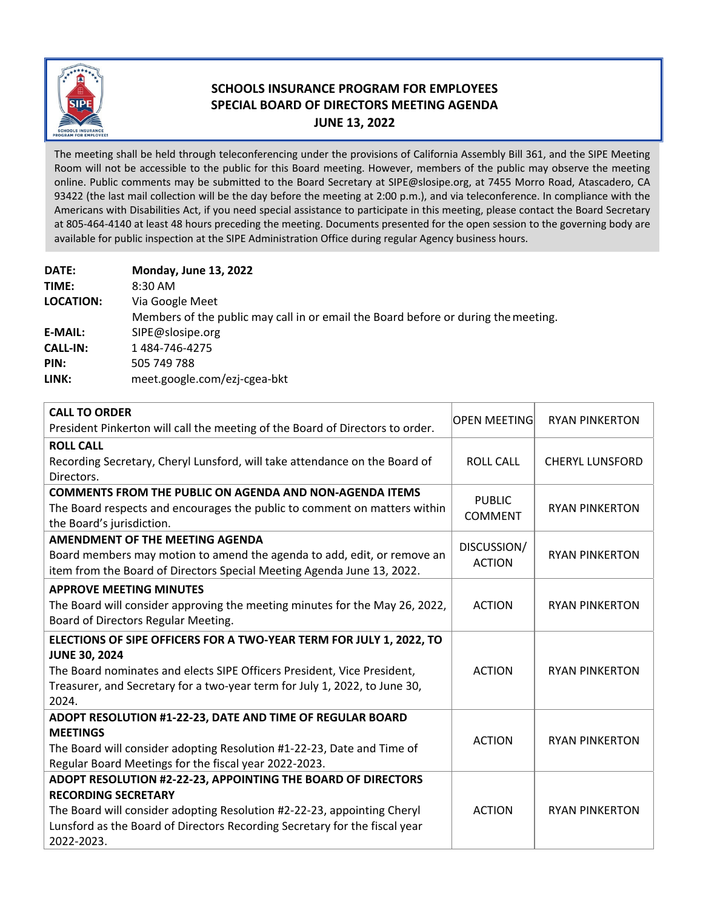# SCHOOLS INSURANCE PROGRAM FOR EMPLOYEES
## SPECIAL BOARD OF DIRECTORS MEETING AGENDA
## JUNE 13, 2022

The meeting shall be held through teleconferencing under the provisions of California Assembly Bill 361, and the SIPE Meeting Room will not be accessible to the public for this Board meeting. However, members of the public may observe the meeting online. Public comments may be submitted to the Board Secretary at SIPE@slosipe.org, at 7455 Morro Road, Atascadero, CA 93422 (the last mail collection will be the day before the meeting at 2:00 p.m.), and via teleconference. In compliance with the Americans with Disabilities Act, if you need special assistance to participate in this meeting, please contact the Board Secretary at 805-464-4140 at least 48 hours preceding the meeting. Documents presented for the open session to the governing body are available for public inspection at the SIPE Administration Office during regular Agency business hours.

**DATE:** **Monday, June 13, 2022**
**TIME:** 8:30 AM
**LOCATION:** Via Google Meet
Members of the public may call in or email the Board before or during the meeting.
**E-MAIL:** SIPE@slosipe.org
**CALL-IN:** 1 484-746-4275
**PIN:** 505 749 788
**LINK:** meet.google.com/ezj-cgea-bkt

| Item | Type | Presenter |
|---|---|---|
| **CALL TO ORDER**<br>President Pinkerton will call the meeting of the Board of Directors to order. | OPEN MEETING | RYAN PINKERTON |
| **ROLL CALL**<br>Recording Secretary, Cheryl Lunsford, will take attendance on the Board of Directors. | ROLL CALL | CHERYL LUNSFORD |
| **COMMENTS FROM THE PUBLIC ON AGENDA AND NON-AGENDA ITEMS**<br>The Board respects and encourages the public to comment on matters within the Board's jurisdiction. | PUBLIC COMMENT | RYAN PINKERTON |
| **AMENDMENT OF THE MEETING AGENDA**<br>Board members may motion to amend the agenda to add, edit, or remove an item from the Board of Directors Special Meeting Agenda June 13, 2022. | DISCUSSION/ ACTION | RYAN PINKERTON |
| **APPROVE MEETING MINUTES**<br>The Board will consider approving the meeting minutes for the May 26, 2022, Board of Directors Regular Meeting. | ACTION | RYAN PINKERTON |
| **ELECTIONS OF SIPE OFFICERS FOR A TWO-YEAR TERM FOR JULY 1, 2022, TO JUNE 30, 2024**<br>The Board nominates and elects SIPE Officers President, Vice President, Treasurer, and Secretary for a two-year term for July 1, 2022, to June 30, 2024. | ACTION | RYAN PINKERTON |
| **ADOPT RESOLUTION #1-22-23, DATE AND TIME OF REGULAR BOARD MEETINGS**<br>The Board will consider adopting Resolution #1-22-23, Date and Time of Regular Board Meetings for the fiscal year 2022-2023. | ACTION | RYAN PINKERTON |
| **ADOPT RESOLUTION #2-22-23, APPOINTING THE BOARD OF DIRECTORS RECORDING SECRETARY**<br>The Board will consider adopting Resolution #2-22-23, appointing Cheryl Lunsford as the Board of Directors Recording Secretary for the fiscal year 2022-2023. | ACTION | RYAN PINKERTON |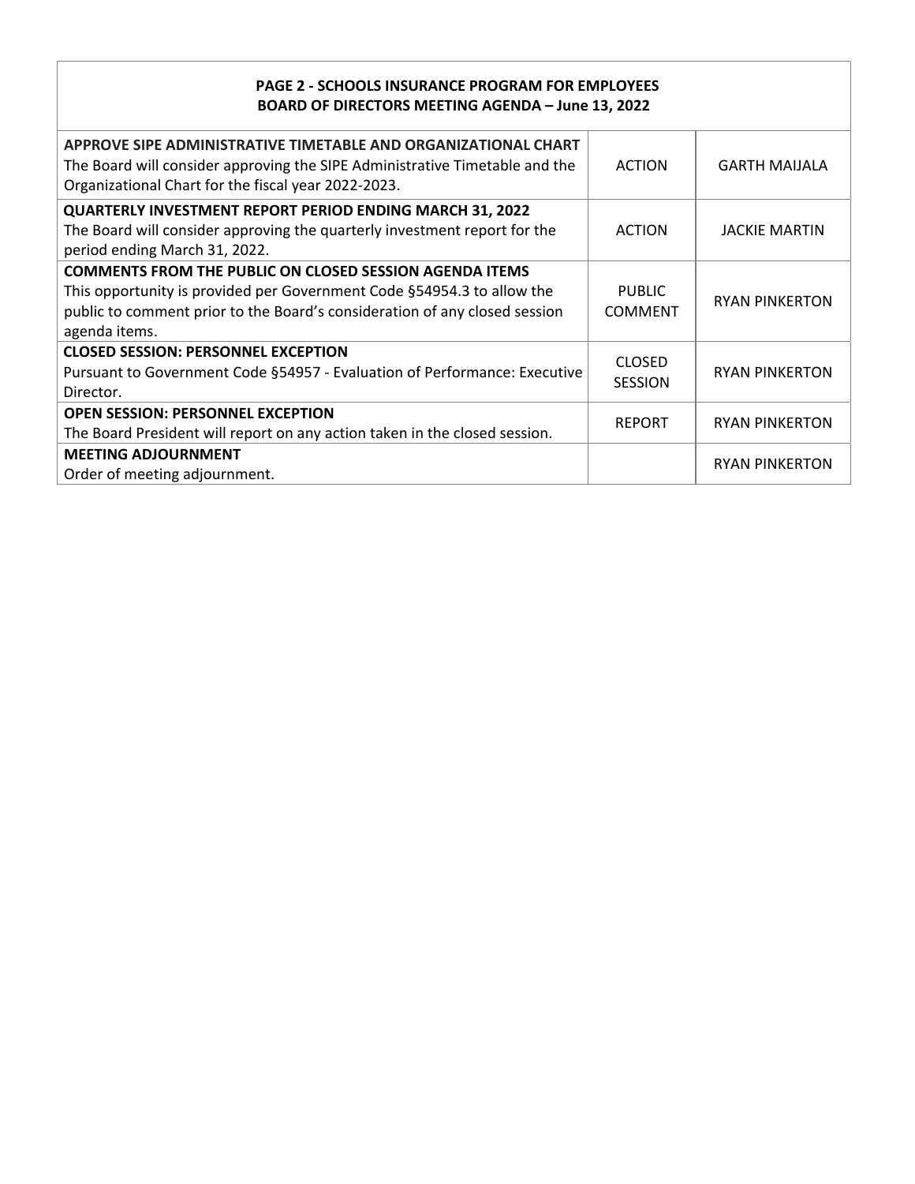**PAGE 2 - SCHOOLS INSURANCE PROGRAM FOR EMPLOYEES**
**BOARD OF DIRECTORS MEETING AGENDA – June 13, 2022**

| | | |
|---|---|---|
| **APPROVE SIPE ADMINISTRATIVE TIMETABLE AND ORGANIZATIONAL CHART**<br>The Board will consider approving the SIPE Administrative Timetable and the Organizational Chart for the fiscal year 2022-2023. | ACTION | GARTH MAIJALA |
| **QUARTERLY INVESTMENT REPORT PERIOD ENDING MARCH 31, 2022**<br>The Board will consider approving the quarterly investment report for the period ending March 31, 2022. | ACTION | JACKIE MARTIN |
| **COMMENTS FROM THE PUBLIC ON CLOSED SESSION AGENDA ITEMS**<br>This opportunity is provided per Government Code §54954.3 to allow the public to comment prior to the Board's consideration of any closed session agenda items. | PUBLIC COMMENT | RYAN PINKERTON |
| **CLOSED SESSION: PERSONNEL EXCEPTION**<br>Pursuant to Government Code §54957 - Evaluation of Performance: Executive Director. | CLOSED SESSION | RYAN PINKERTON |
| **OPEN SESSION: PERSONNEL EXCEPTION**<br>The Board President will report on any action taken in the closed session. | REPORT | RYAN PINKERTON |
| **MEETING ADJOURNMENT**<br>Order of meeting adjournment. | | RYAN PINKERTON |